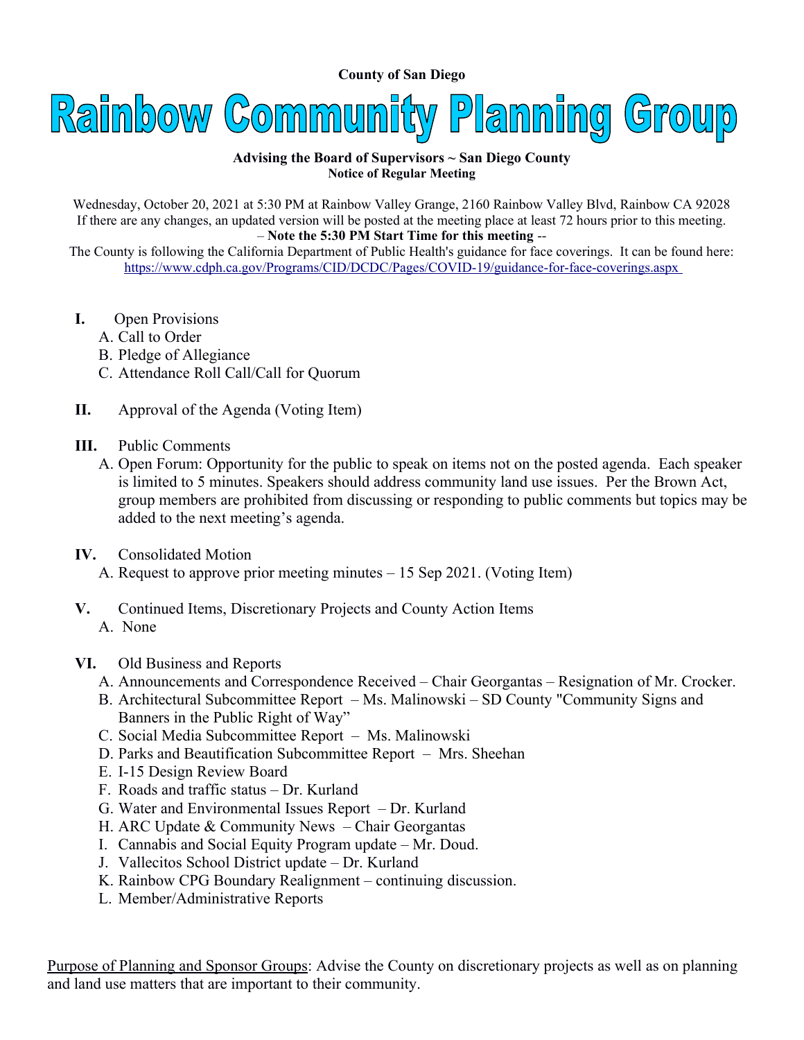**County of San Diego**

# Rainbow Community Planning Group

**Advising the Board of Supervisors ~ San Diego County**
**Notice of Regular Meeting**

Wednesday, October 20, 2021 at 5:30 PM at Rainbow Valley Grange, 2160 Rainbow Valley Blvd, Rainbow CA 92028
If there are any changes, an updated version will be posted at the meeting place at least 72 hours prior to this meeting.
– **Note the 5:30 PM Start Time for this meeting** --
The County is following the California Department of Public Health's guidance for face coverings. It can be found here:
https://www.cdph.ca.gov/Programs/CID/DCDC/Pages/COVID-19/guidance-for-face-coverings.aspx

**I.** Open Provisions
- A. Call to Order
- B. Pledge of Allegiance
- C. Attendance Roll Call/Call for Quorum

**II.** Approval of the Agenda (Voting Item)

**III.** Public Comments
- A. Open Forum: Opportunity for the public to speak on items not on the posted agenda. Each speaker is limited to 5 minutes. Speakers should address community land use issues. Per the Brown Act, group members are prohibited from discussing or responding to public comments but topics may be added to the next meeting's agenda.

**IV.** Consolidated Motion
- A. Request to approve prior meeting minutes – 15 Sep 2021. (Voting Item)

**V.** Continued Items, Discretionary Projects and County Action Items
- A. None

**VI.** Old Business and Reports
- A. Announcements and Correspondence Received – Chair Georgantas – Resignation of Mr. Crocker.
- B. Architectural Subcommittee Report – Ms. Malinowski – SD County "Community Signs and Banners in the Public Right of Way"
- C. Social Media Subcommittee Report – Ms. Malinowski
- D. Parks and Beautification Subcommittee Report – Mrs. Sheehan
- E. I-15 Design Review Board
- F. Roads and traffic status – Dr. Kurland
- G. Water and Environmental Issues Report – Dr. Kurland
- H. ARC Update & Community News – Chair Georgantas
- I. Cannabis and Social Equity Program update – Mr. Doud.
- J. Vallecitos School District update – Dr. Kurland
- K. Rainbow CPG Boundary Realignment – continuing discussion.
- L. Member/Administrative Reports

Purpose of Planning and Sponsor Groups: Advise the County on discretionary projects as well as on planning and land use matters that are important to their community.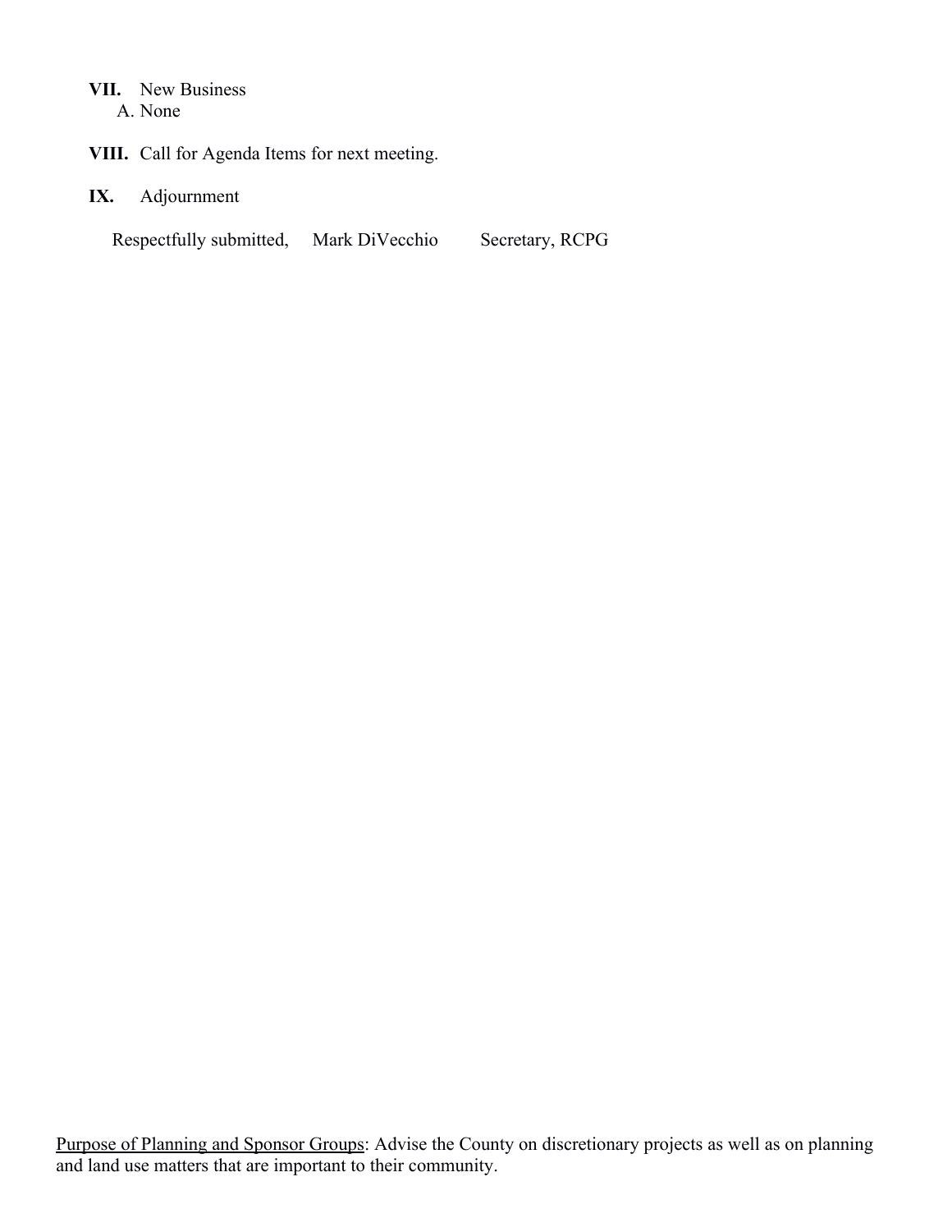**VII.** New Business

A. None

**VIII.** Call for Agenda Items for next meeting.

**IX.** Adjournment

Respectfully submitted, Mark DiVecchio Secretary, RCPG

<u>Purpose of Planning and Sponsor Groups</u>: Advise the County on discretionary projects as well as on planning and land use matters that are important to their community.